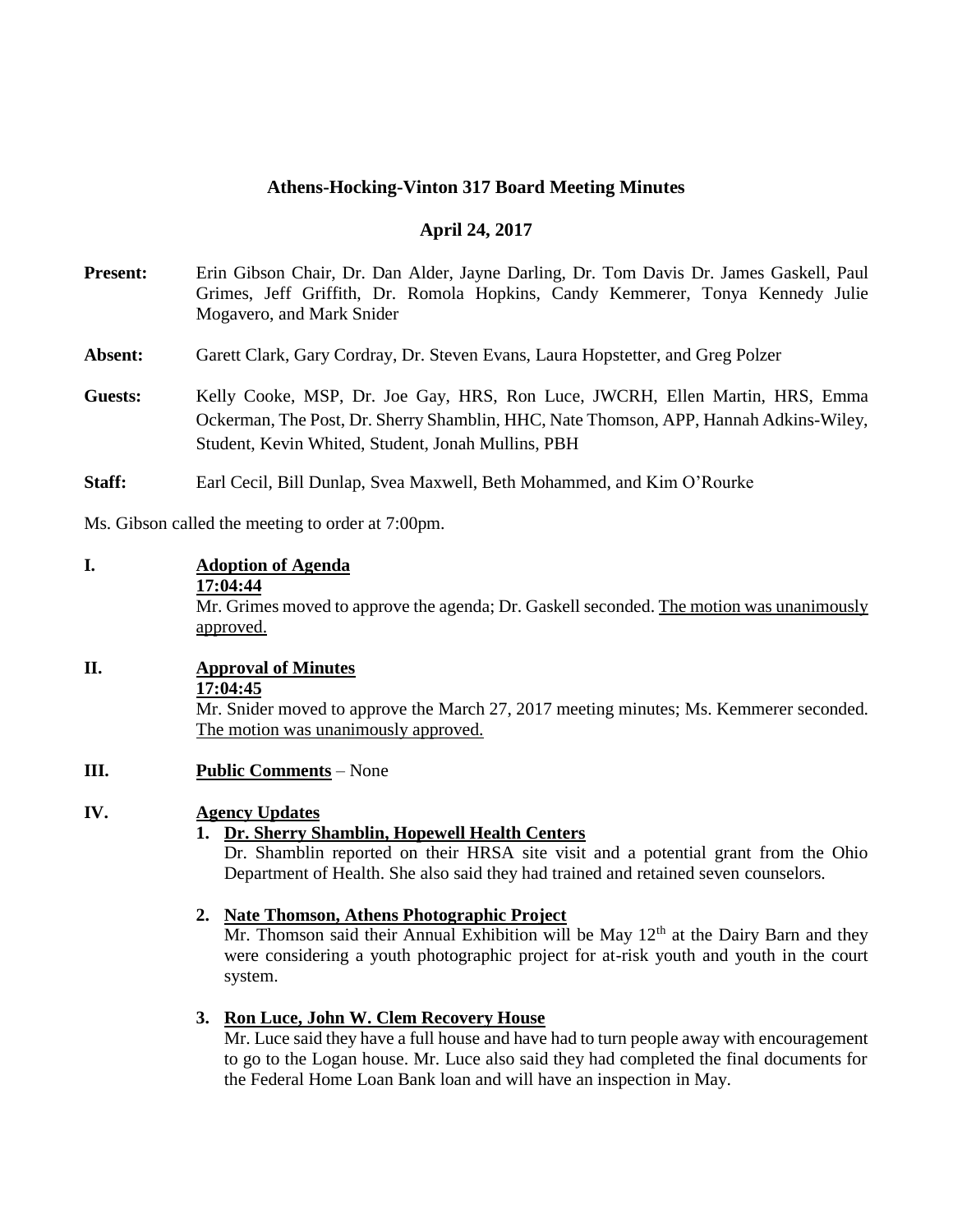# Athens-Hocking-Vinton 317 Board Meeting Minutes

## April 24, 2017

**Present:** Erin Gibson Chair, Dr. Dan Alder, Jayne Darling, Dr. Tom Davis Dr. James Gaskell, Paul Grimes, Jeff Griffith, Dr. Romola Hopkins, Candy Kemmerer, Tonya Kennedy Julie Mogavero, and Mark Snider

**Absent:** Garett Clark, Gary Cordray, Dr. Steven Evans, Laura Hopstetter, and Greg Polzer

**Guests:** Kelly Cooke, MSP, Dr. Joe Gay, HRS, Ron Luce, JWCRH, Ellen Martin, HRS, Emma Ockerman, The Post, Dr. Sherry Shamblin, HHC, Nate Thomson, APP, Hannah Adkins-Wiley, Student, Kevin Whited, Student, Jonah Mullins, PBH

**Staff:** Earl Cecil, Bill Dunlap, Svea Maxwell, Beth Mohammed, and Kim O'Rourke

Ms. Gibson called the meeting to order at 7:00pm.

**I. Adoption of Agenda**

**17:04:44**

Mr. Grimes moved to approve the agenda; Dr. Gaskell seconded. The motion was unanimously approved.

**II. Approval of Minutes**

**17:04:45**

Mr. Snider moved to approve the March 27, 2017 meeting minutes; Ms. Kemmerer seconded. The motion was unanimously approved.

**III. Public Comments** – None

**IV. Agency Updates**

1. **Dr. Sherry Shamblin, Hopewell Health Centers**

   Dr. Shamblin reported on their HRSA site visit and a potential grant from the Ohio Department of Health. She also said they had trained and retained seven counselors.

2. **Nate Thomson, Athens Photographic Project**

   Mr. Thomson said their Annual Exhibition will be May 12th at the Dairy Barn and they were considering a youth photographic project for at-risk youth and youth in the court system.

3. **Ron Luce, John W. Clem Recovery House**

   Mr. Luce said they have a full house and have had to turn people away with encouragement to go to the Logan house. Mr. Luce also said they had completed the final documents for the Federal Home Loan Bank loan and will have an inspection in May.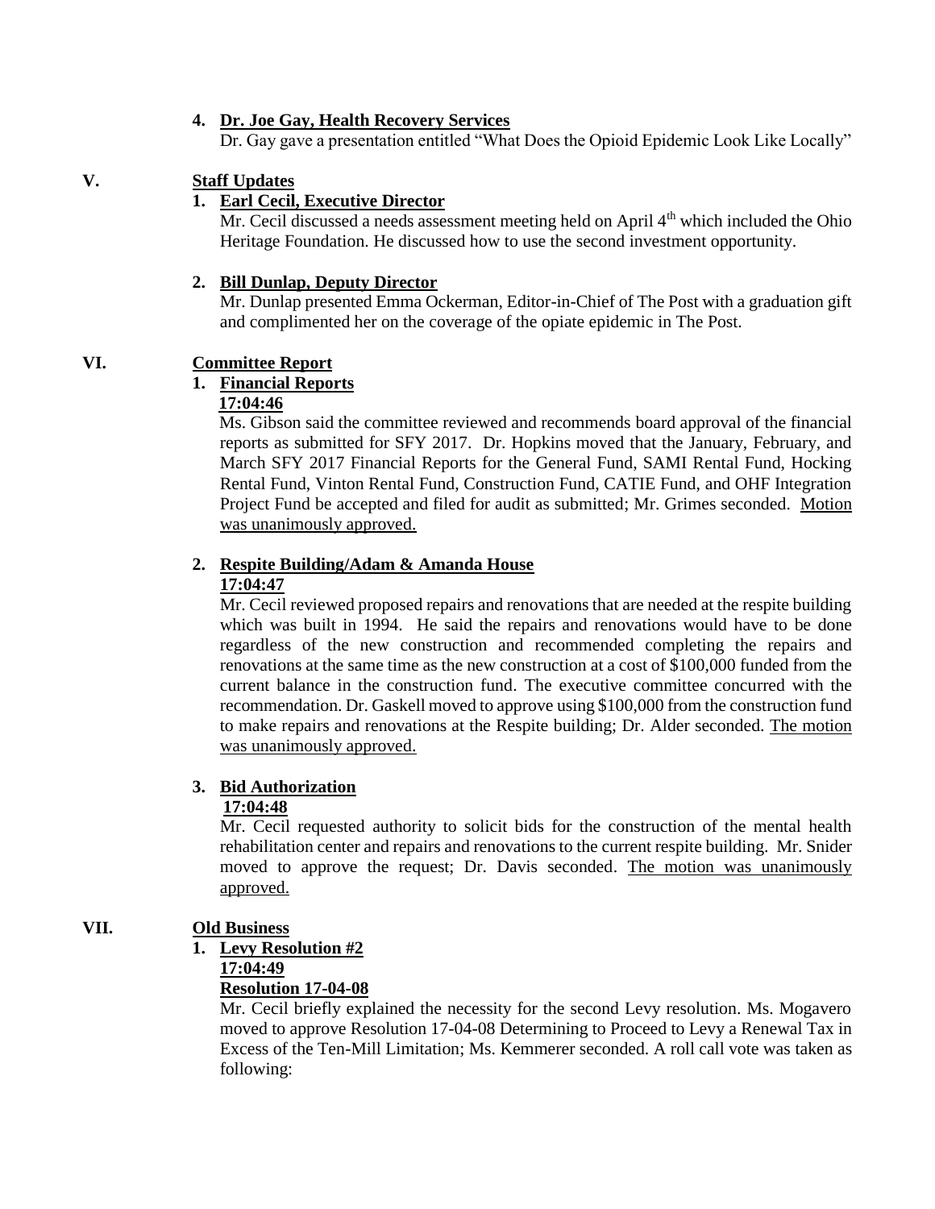4. **Dr. Joe Gay, Health Recovery Services**
   Dr. Gay gave a presentation entitled "What Does the Opioid Epidemic Look Like Locally"

## V. Staff Updates

1. **Earl Cecil, Executive Director**
   Mr. Cecil discussed a needs assessment meeting held on April 4th which included the Ohio Heritage Foundation. He discussed how to use the second investment opportunity.

2. **Bill Dunlap, Deputy Director**
   Mr. Dunlap presented Emma Ockerman, Editor-in-Chief of The Post with a graduation gift and complimented her on the coverage of the opiate epidemic in The Post.

## VI. Committee Report

1. **Financial Reports**
   **17:04:46**
   Ms. Gibson said the committee reviewed and recommends board approval of the financial reports as submitted for SFY 2017. Dr. Hopkins moved that the January, February, and March SFY 2017 Financial Reports for the General Fund, SAMI Rental Fund, Hocking Rental Fund, Vinton Rental Fund, Construction Fund, CATIE Fund, and OHF Integration Project Fund be accepted and filed for audit as submitted; Mr. Grimes seconded. Motion was unanimously approved.

2. **Respite Building/Adam & Amanda House**
   **17:04:47**
   Mr. Cecil reviewed proposed repairs and renovations that are needed at the respite building which was built in 1994. He said the repairs and renovations would have to be done regardless of the new construction and recommended completing the repairs and renovations at the same time as the new construction at a cost of $100,000 funded from the current balance in the construction fund. The executive committee concurred with the recommendation. Dr. Gaskell moved to approve using $100,000 from the construction fund to make repairs and renovations at the Respite building; Dr. Alder seconded. The motion was unanimously approved.

3. **Bid Authorization**
   **17:04:48**
   Mr. Cecil requested authority to solicit bids for the construction of the mental health rehabilitation center and repairs and renovations to the current respite building. Mr. Snider moved to approve the request; Dr. Davis seconded. The motion was unanimously approved.

## VII. Old Business

1. **Levy Resolution #2**
   **17:04:49**
   **Resolution 17-04-08**
   Mr. Cecil briefly explained the necessity for the second Levy resolution. Ms. Mogavero moved to approve Resolution 17-04-08 Determining to Proceed to Levy a Renewal Tax in Excess of the Ten-Mill Limitation; Ms. Kemmerer seconded. A roll call vote was taken as following: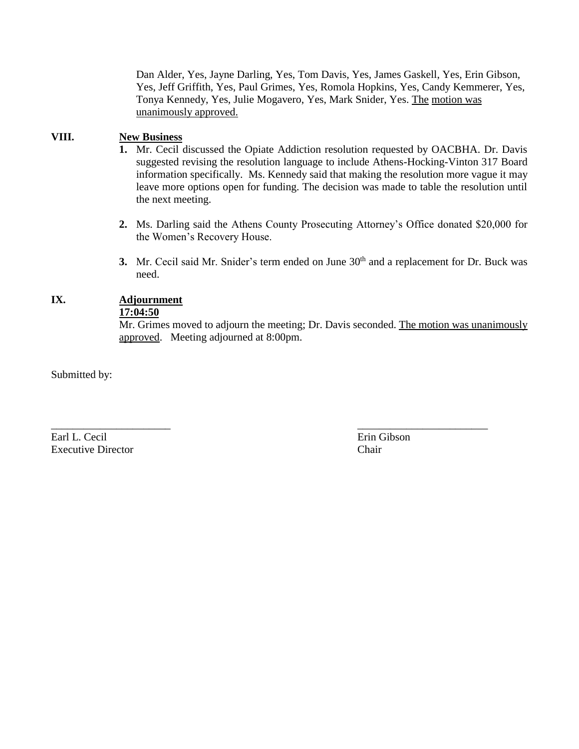Dan Alder, Yes, Jayne Darling, Yes, Tom Davis, Yes, James Gaskell, Yes, Erin Gibson, Yes, Jeff Griffith, Yes, Paul Grimes, Yes, Romola Hopkins, Yes, Candy Kemmerer, Yes, Tonya Kennedy, Yes, Julie Mogavero, Yes, Mark Snider, Yes. The motion was unanimously approved.

## VIII. New Business

1. Mr. Cecil discussed the Opiate Addiction resolution requested by OACBHA. Dr. Davis suggested revising the resolution language to include Athens-Hocking-Vinton 317 Board information specifically. Ms. Kennedy said that making the resolution more vague it may leave more options open for funding. The decision was made to table the resolution until the next meeting.

2. Ms. Darling said the Athens County Prosecuting Attorney's Office donated $20,000 for the Women's Recovery House.

3. Mr. Cecil said Mr. Snider's term ended on June 30th and a replacement for Dr. Buck was need.

## IX. Adjournment

**17:04:50**

Mr. Grimes moved to adjourn the meeting; Dr. Davis seconded. The motion was unanimously approved. Meeting adjourned at 8:00pm.

Submitted by:

| | |
|---|---|
| \_\_\_\_\_\_\_\_\_\_\_\_\_\_\_\_\_\_\_\_\_\_ | \_\_\_\_\_\_\_\_\_\_\_\_\_\_\_\_\_\_\_\_\_\_\_\_ |
| Earl L. Cecil | Erin Gibson |
| Executive Director | Chair |